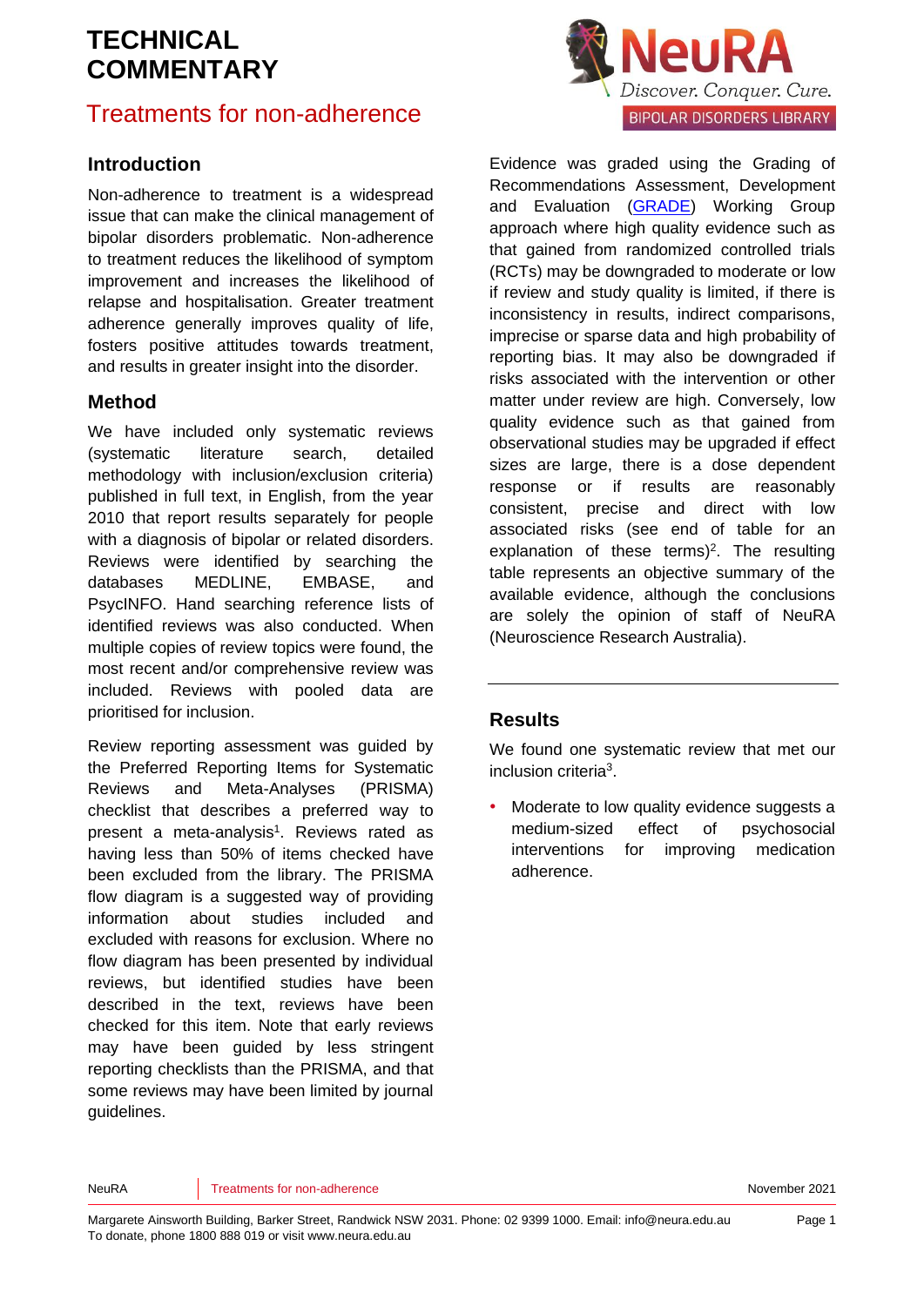# TECHNICAL COMMENTARY

## Treatments for non-adherence

NeuRA — Discover. Conquer. Cure. — BIPOLAR DISORDERS LIBRARY

## Introduction

Non-adherence to treatment is a widespread issue that can make the clinical management of bipolar disorders problematic. Non-adherence to treatment reduces the likelihood of symptom improvement and increases the likelihood of relapse and hospitalisation. Greater treatment adherence generally improves quality of life, fosters positive attitudes towards treatment, and results in greater insight into the disorder.

## Method

We have included only systematic reviews (systematic literature search, detailed methodology with inclusion/exclusion criteria) published in full text, in English, from the year 2010 that report results separately for people with a diagnosis of bipolar or related disorders. Reviews were identified by searching the databases MEDLINE, EMBASE, and PsycINFO. Hand searching reference lists of identified reviews was also conducted. When multiple copies of review topics were found, the most recent and/or comprehensive review was included. Reviews with pooled data are prioritised for inclusion.

Review reporting assessment was guided by the Preferred Reporting Items for Systematic Reviews and Meta-Analyses (PRISMA) checklist that describes a preferred way to present a meta-analysis[1]. Reviews rated as having less than 50% of items checked have been excluded from the library. The PRISMA flow diagram is a suggested way of providing information about studies included and excluded with reasons for exclusion. Where no flow diagram has been presented by individual reviews, but identified studies have been described in the text, reviews have been checked for this item. Note that early reviews may have been guided by less stringent reporting checklists than the PRISMA, and that some reviews may have been limited by journal guidelines.

Evidence was graded using the Grading of Recommendations Assessment, Development and Evaluation (GRADE) Working Group approach where high quality evidence such as that gained from randomized controlled trials (RCTs) may be downgraded to moderate or low if review and study quality is limited, if there is inconsistency in results, indirect comparisons, imprecise or sparse data and high probability of reporting bias. It may also be downgraded if risks associated with the intervention or other matter under review are high. Conversely, low quality evidence such as that gained from observational studies may be upgraded if effect sizes are large, there is a dose dependent response or if results are reasonably consistent, precise and direct with low associated risks (see end of table for an explanation of these terms)[2]. The resulting table represents an objective summary of the available evidence, although the conclusions are solely the opinion of staff of NeuRA (Neuroscience Research Australia).

## Results

We found one systematic review that met our inclusion criteria[3].

- Moderate to low quality evidence suggests a medium-sized effect of psychosocial interventions for improving medication adherence.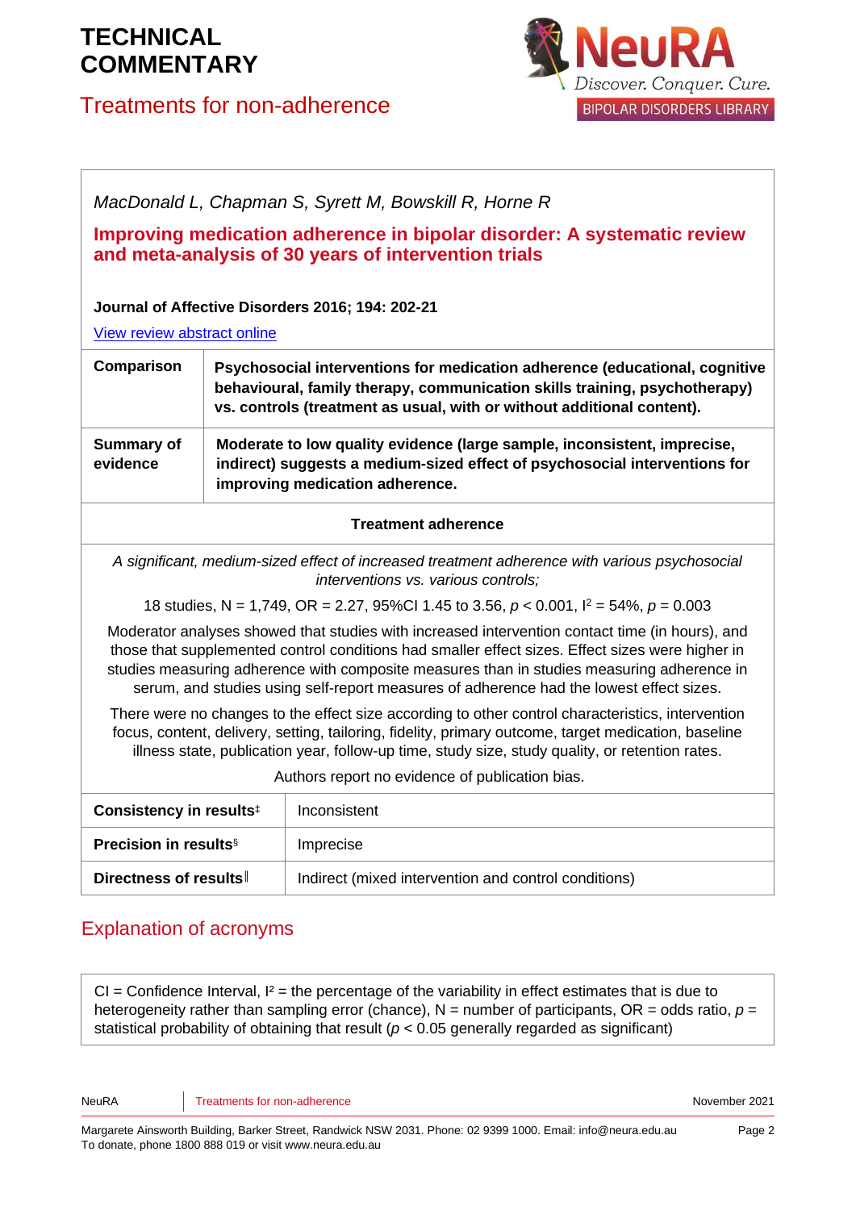# TECHNICAL COMMENTARY

## Treatments for non-adherence

*MacDonald L, Chapman S, Syrett M, Bowskill R, Horne R*

**Improving medication adherence in bipolar disorder: A systematic review and meta-analysis of 30 years of intervention trials**

**Journal of Affective Disorders 2016; 194: 202-21**

View review abstract online

| | |
|---|---|
| **Comparison** | **Psychosocial interventions for medication adherence (educational, cognitive behavioural, family therapy, communication skills training, psychotherapy) vs. controls (treatment as usual, with or without additional content).** |
| **Summary of evidence** | **Moderate to low quality evidence (large sample, inconsistent, imprecise, indirect) suggests a medium-sized effect of psychosocial interventions for improving medication adherence.** |

**Treatment adherence**

*A significant, medium-sized effect of increased treatment adherence with various psychosocial interventions vs. various controls;*

18 studies, N = 1,749, OR = 2.27, 95%CI 1.45 to 3.56, $p < 0.001$, $I^2 = 54\%$, $p = 0.003$

Moderator analyses showed that studies with increased intervention contact time (in hours), and those that supplemented control conditions had smaller effect sizes. Effect sizes were higher in studies measuring adherence with composite measures than in studies measuring adherence in serum, and studies using self-report measures of adherence had the lowest effect sizes.

There were no changes to the effect size according to other control characteristics, intervention focus, content, delivery, setting, tailoring, fidelity, primary outcome, target medication, baseline illness state, publication year, follow-up time, study size, study quality, or retention rates.

Authors report no evidence of publication bias.

| | |
|---|---|
| **Consistency in results**‡ | Inconsistent |
| **Precision in results**§ | Imprecise |
| **Directness of results**‖ | Indirect (mixed intervention and control conditions) |

## Explanation of acronyms

CI = Confidence Interval, $I^2$ = the percentage of the variability in effect estimates that is due to heterogeneity rather than sampling error (chance), N = number of participants, OR = odds ratio, $p$ = statistical probability of obtaining that result ($p < 0.05$ generally regarded as significant)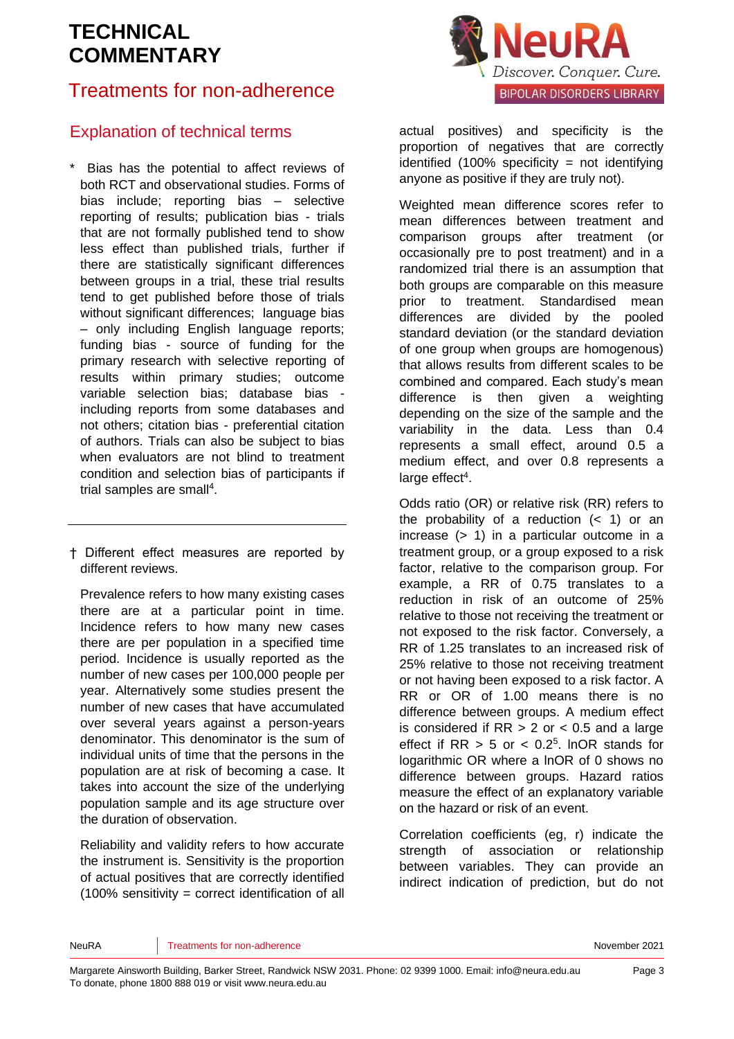# TECHNICAL COMMENTARY

## Treatments for non-adherence

## Explanation of technical terms

\* Bias has the potential to affect reviews of both RCT and observational studies. Forms of bias include; reporting bias – selective reporting of results; publication bias - trials that are not formally published tend to show less effect than published trials, further if there are statistically significant differences between groups in a trial, these trial results tend to get published before those of trials without significant differences; language bias – only including English language reports; funding bias - source of funding for the primary research with selective reporting of results within primary studies; outcome variable selection bias; database bias - including reports from some databases and not others; citation bias - preferential citation of authors. Trials can also be subject to bias when evaluators are not blind to treatment condition and selection bias of participants if trial samples are small[4].

† Different effect measures are reported by different reviews.

Prevalence refers to how many existing cases there are at a particular point in time. Incidence refers to how many new cases there are per population in a specified time period. Incidence is usually reported as the number of new cases per 100,000 people per year. Alternatively some studies present the number of new cases that have accumulated over several years against a person-years denominator. This denominator is the sum of individual units of time that the persons in the population are at risk of becoming a case. It takes into account the size of the underlying population sample and its age structure over the duration of observation.

Reliability and validity refers to how accurate the instrument is. Sensitivity is the proportion of actual positives that are correctly identified (100% sensitivity = correct identification of all actual positives) and specificity is the proportion of negatives that are correctly identified (100% specificity = not identifying anyone as positive if they are truly not).

Weighted mean difference scores refer to mean differences between treatment and comparison groups after treatment (or occasionally pre to post treatment) and in a randomized trial there is an assumption that both groups are comparable on this measure prior to treatment. Standardised mean differences are divided by the pooled standard deviation (or the standard deviation of one group when groups are homogenous) that allows results from different scales to be combined and compared. Each study's mean difference is then given a weighting depending on the size of the sample and the variability in the data. Less than 0.4 represents a small effect, around 0.5 a medium effect, and over 0.8 represents a large effect[4].

Odds ratio (OR) or relative risk (RR) refers to the probability of a reduction (< 1) or an increase (> 1) in a particular outcome in a treatment group, or a group exposed to a risk factor, relative to the comparison group. For example, a RR of 0.75 translates to a reduction in risk of an outcome of 25% relative to those not receiving the treatment or not exposed to the risk factor. Conversely, a RR of 1.25 translates to an increased risk of 25% relative to those not receiving treatment or not having been exposed to a risk factor. A RR or OR of 1.00 means there is no difference between groups. A medium effect is considered if RR > 2 or < 0.5 and a large effect if RR > 5 or < 0.2[5]. lnOR stands for logarithmic OR where a lnOR of 0 shows no difference between groups. Hazard ratios measure the effect of an explanatory variable on the hazard or risk of an event.

Correlation coefficients (eg, r) indicate the strength of association or relationship between variables. They can provide an indirect indication of prediction, but do not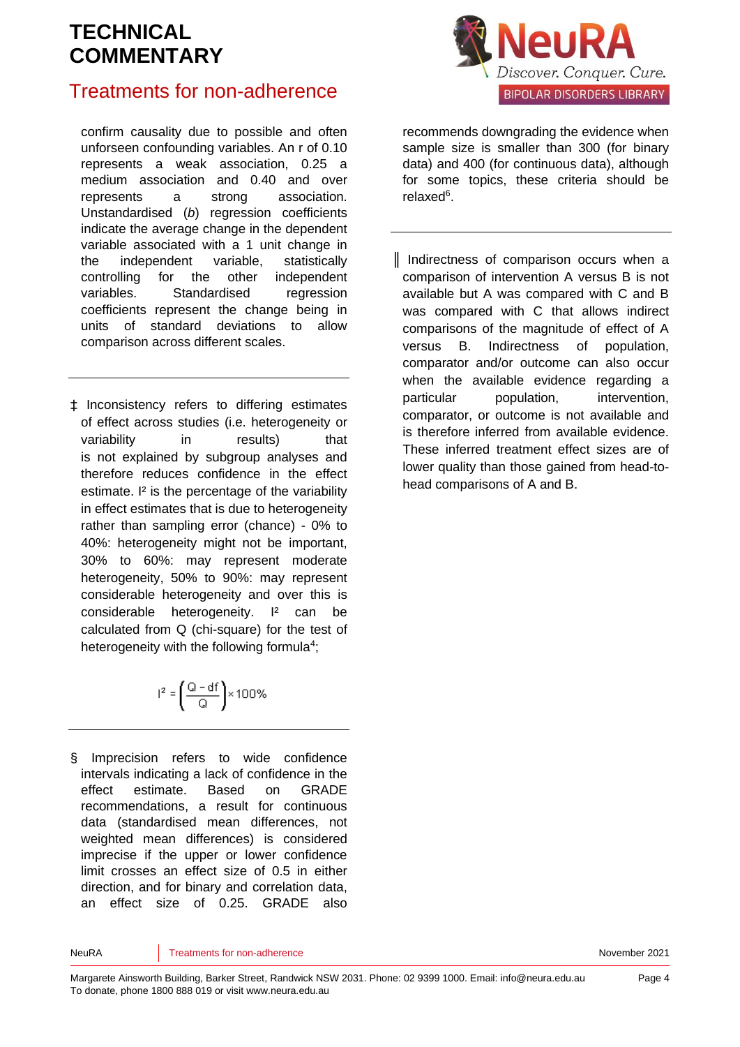confirm causality due to possible and often unforseen confounding variables. An r of 0.10 represents a weak association, 0.25 a medium association and 0.40 and over represents a strong association. Unstandardised (*b*) regression coefficients indicate the average change in the dependent variable associated with a 1 unit change in the independent variable, statistically controlling for the other independent variables. Standardised regression coefficients represent the change being in units of standard deviations to allow comparison across different scales.

---

‡ Inconsistency refers to differing estimates of effect across studies (i.e. heterogeneity or variability in results) that is not explained by subgroup analyses and therefore reduces confidence in the effect estimate. $I^2$ is the percentage of the variability in effect estimates that is due to heterogeneity rather than sampling error (chance) - 0% to 40%: heterogeneity might not be important, 30% to 60%: may represent moderate heterogeneity, 50% to 90%: may represent considerable heterogeneity and over this is considerable heterogeneity. $I^2$ can be calculated from Q (chi-square) for the test of heterogeneity with the following formula[4];

$$I^2 = \left(\frac{Q - df}{Q}\right) \times 100\%$$

---

§ Imprecision refers to wide confidence intervals indicating a lack of confidence in the effect estimate. Based on GRADE recommendations, a result for continuous data (standardised mean differences, not weighted mean differences) is considered imprecise if the upper or lower confidence limit crosses an effect size of 0.5 in either direction, and for binary and correlation data, an effect size of 0.25. GRADE also recommends downgrading the evidence when sample size is smaller than 300 (for binary data) and 400 (for continuous data), although for some topics, these criteria should be relaxed[6].

---

‖ Indirectness of comparison occurs when a comparison of intervention A versus B is not available but A was compared with C and B was compared with C that allows indirect comparisons of the magnitude of effect of A versus B. Indirectness of population, comparator and/or outcome can also occur when the available evidence regarding a particular population, intervention, comparator, or outcome is not available and is therefore inferred from available evidence. These inferred treatment effect sizes are of lower quality than those gained from head-to-head comparisons of A and B.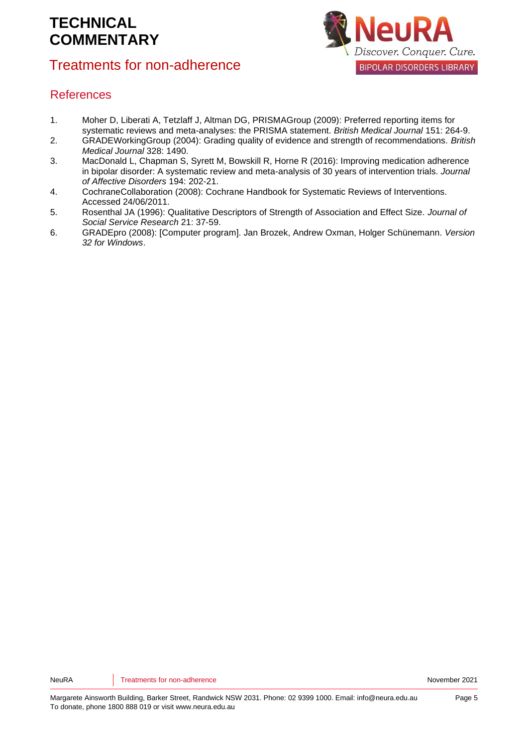## References

1. Moher D, Liberati A, Tetzlaff J, Altman DG, PRISMAGroup (2009): Preferred reporting items for systematic reviews and meta-analyses: the PRISMA statement. *British Medical Journal* 151: 264-9.
2. GRADEWorkingGroup (2004): Grading quality of evidence and strength of recommendations. *British Medical Journal* 328: 1490.
3. MacDonald L, Chapman S, Syrett M, Bowskill R, Horne R (2016): Improving medication adherence in bipolar disorder: A systematic review and meta-analysis of 30 years of intervention trials. *Journal of Affective Disorders* 194: 202-21.
4. CochraneCollaboration (2008): Cochrane Handbook for Systematic Reviews of Interventions. Accessed 24/06/2011.
5. Rosenthal JA (1996): Qualitative Descriptors of Strength of Association and Effect Size. *Journal of Social Service Research* 21: 37-59.
6. GRADEpro (2008): [Computer program]. Jan Brozek, Andrew Oxman, Holger Schünemann. *Version 32 for Windows*.